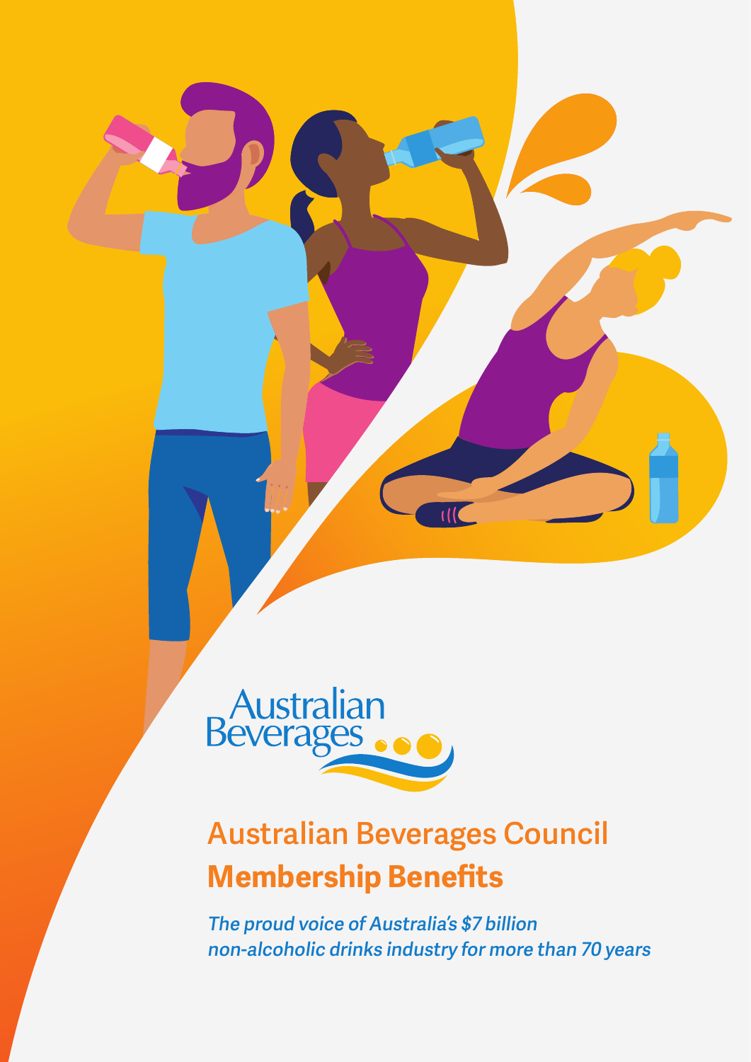Australian Beverages

# Australian Beverages Council
## **Membership Benefits**

***The proud voice of Australia's $7 billion non-alcoholic drinks industry for more than 70 years***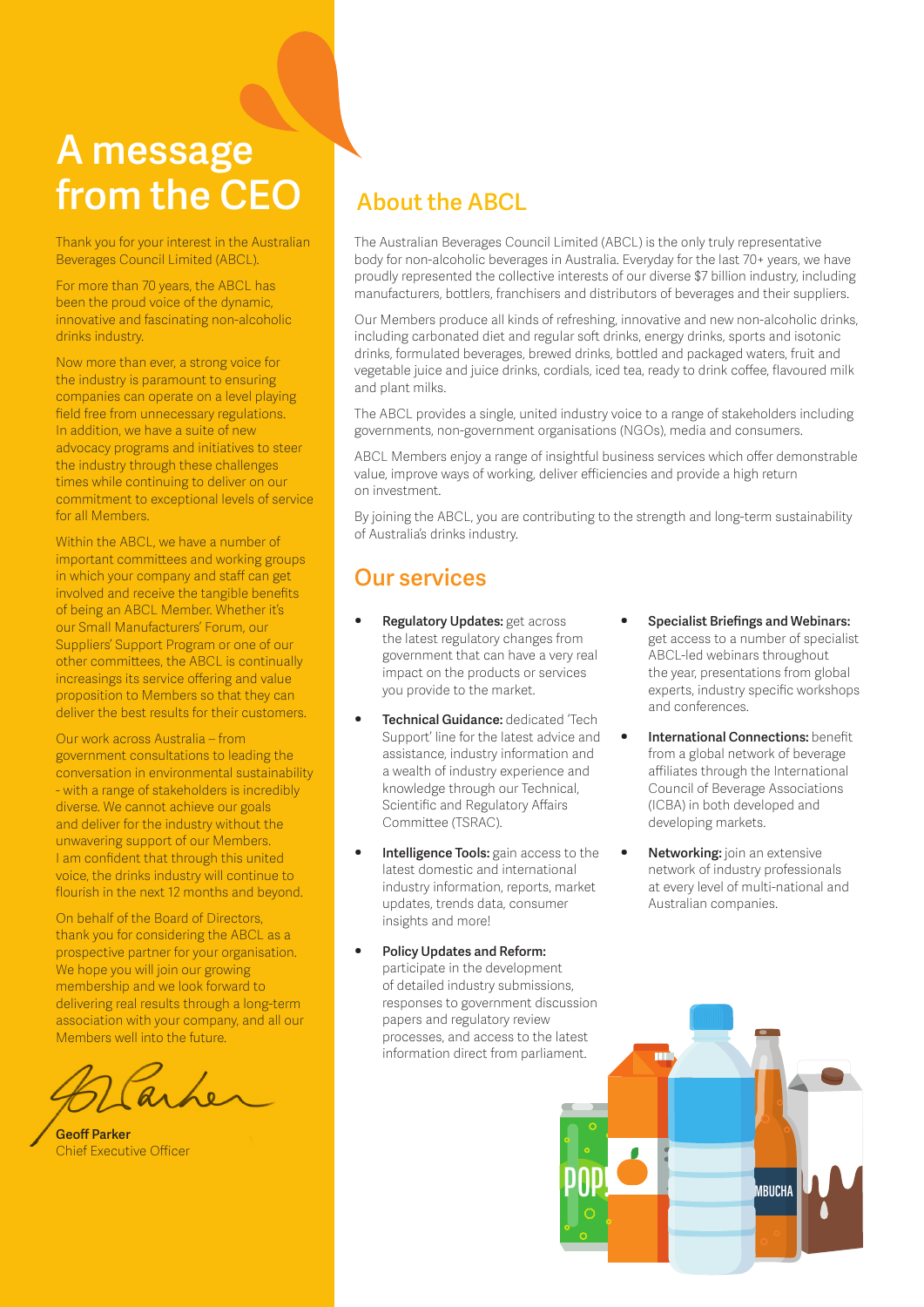# A message from the CEO

Thank you for your interest in the Australian Beverages Council Limited (ABCL).

For more than 70 years, the ABCL has been the proud voice of the dynamic, innovative and fascinating non-alcoholic drinks industry.

Now more than ever, a strong voice for the industry is paramount to ensuring companies can operate on a level playing field free from unnecessary regulations. In addition, we have a suite of new advocacy programs and initiatives to steer the industry through these challenges times while continuing to deliver on our commitment to exceptional levels of service for all Members.

Within the ABCL, we have a number of important committees and working groups in which your company and staff can get involved and receive the tangible benefits of being an ABCL Member. Whether it's our Small Manufacturers' Forum, our Suppliers' Support Program or one of our other committees, the ABCL is continually increasings its service offering and value proposition to Members so that they can deliver the best results for their customers.

Our work across Australia – from government consultations to leading the conversation in environmental sustainability - with a range of stakeholders is incredibly diverse. We cannot achieve our goals and deliver for the industry without the unwavering support of our Members. I am confident that through this united voice, the drinks industry will continue to flourish in the next 12 months and beyond.

On behalf of the Board of Directors, thank you for considering the ABCL as a prospective partner for your organisation. We hope you will join our growing membership and we look forward to delivering real results through a long-term association with your company, and all our Members well into the future.

**Geoff Parker**
Chief Executive Officer

## About the ABCL

The Australian Beverages Council Limited (ABCL) is the only truly representative body for non-alcoholic beverages in Australia. Everyday for the last 70+ years, we have proudly represented the collective interests of our diverse $7 billion industry, including manufacturers, bottlers, franchisers and distributors of beverages and their suppliers.

Our Members produce all kinds of refreshing, innovative and new non-alcoholic drinks, including carbonated diet and regular soft drinks, energy drinks, sports and isotonic drinks, formulated beverages, brewed drinks, bottled and packaged waters, fruit and vegetable juice and juice drinks, cordials, iced tea, ready to drink coffee, flavoured milk and plant milks.

The ABCL provides a single, united industry voice to a range of stakeholders including governments, non-government organisations (NGOs), media and consumers.

ABCL Members enjoy a range of insightful business services which offer demonstrable value, improve ways of working, deliver efficiencies and provide a high return on investment.

By joining the ABCL, you are contributing to the strength and long-term sustainability of Australia's drinks industry.

## Our services

- **Regulatory Updates:** get across the latest regulatory changes from government that can have a very real impact on the products or services you provide to the market.
- **Technical Guidance:** dedicated 'Tech Support' line for the latest advice and assistance, industry information and a wealth of industry experience and knowledge through our Technical, Scientific and Regulatory Affairs Committee (TSRAC).
- **Intelligence Tools:** gain access to the latest domestic and international industry information, reports, market updates, trends data, consumer insights and more!
- **Policy Updates and Reform:** participate in the development of detailed industry submissions, responses to government discussion papers and regulatory review processes, and access to the latest information direct from parliament.
- **Specialist Briefings and Webinars:** get access to a number of specialist ABCL-led webinars throughout the year, presentations from global experts, industry specific workshops and conferences.
- **International Connections:** benefit from a global network of beverage affiliates through the International Council of Beverage Associations (ICBA) in both developed and developing markets.
- **Networking:** join an extensive network of industry professionals at every level of multi-national and Australian companies.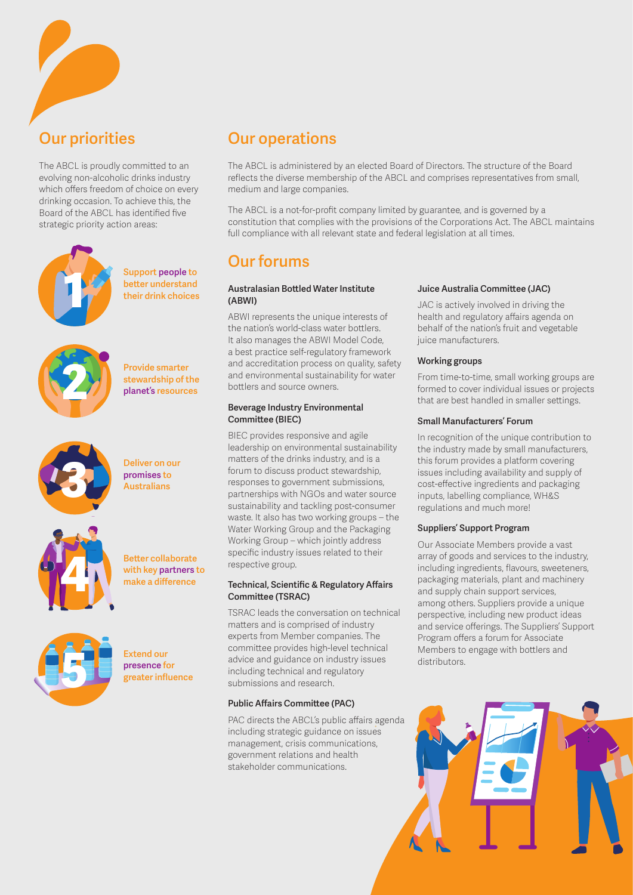## Our priorities

The ABCL is proudly committed to an evolving non-alcoholic drinks industry which offers freedom of choice on every drinking occasion. To achieve this, the Board of the ABCL has identified five strategic priority action areas:

1. **Support people to better understand their drink choices**
2. **Provide smarter stewardship of the planet's resources**
3. **Deliver on our promises to Australians**
4. **Better collaborate with key partners to make a difference**
5. **Extend our presence for greater influence**

## Our operations

The ABCL is administered by an elected Board of Directors. The structure of the Board reflects the diverse membership of the ABCL and comprises representatives from small, medium and large companies.

The ABCL is a not-for-profit company limited by guarantee, and is governed by a constitution that complies with the provisions of the Corporations Act. The ABCL maintains full compliance with all relevant state and federal legislation at all times.

## Our forums

### Australasian Bottled Water Institute (ABWI)

ABWI represents the unique interests of the nation's world-class water bottlers. It also manages the ABWI Model Code, a best practice self-regulatory framework and accreditation process on quality, safety and environmental sustainability for water bottlers and source owners.

### Beverage Industry Environmental Committee (BIEC)

BIEC provides responsive and agile leadership on environmental sustainability matters of the drinks industry, and is a forum to discuss product stewardship, responses to government submissions, partnerships with NGOs and water source sustainability and tackling post-consumer waste. It also has two working groups – the Water Working Group and the Packaging Working Group – which jointly address specific industry issues related to their respective group.

### Technical, Scientific & Regulatory Affairs Committee (TSRAC)

TSRAC leads the conversation on technical matters and is comprised of industry experts from Member companies. The committee provides high-level technical advice and guidance on industry issues including technical and regulatory submissions and research.

### Public Affairs Committee (PAC)

PAC directs the ABCL's public affairs agenda including strategic guidance on issues management, crisis communications, government relations and health stakeholder communications.

### Juice Australia Committee (JAC)

JAC is actively involved in driving the health and regulatory affairs agenda on behalf of the nation's fruit and vegetable juice manufacturers.

### Working groups

From time-to-time, small working groups are formed to cover individual issues or projects that are best handled in smaller settings.

### Small Manufacturers' Forum

In recognition of the unique contribution to the industry made by small manufacturers, this forum provides a platform covering issues including availability and supply of cost-effective ingredients and packaging inputs, labelling compliance, WH&S regulations and much more!

### Suppliers' Support Program

Our Associate Members provide a vast array of goods and services to the industry, including ingredients, flavours, sweeteners, packaging materials, plant and machinery and supply chain support services, among others. Suppliers provide a unique perspective, including new product ideas and service offerings. The Suppliers' Support Program offers a forum for Associate Members to engage with bottlers and distributors.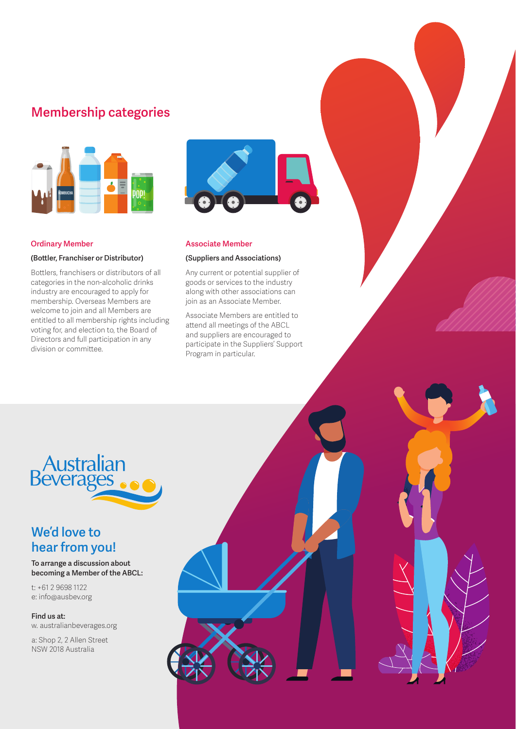## Membership categories

### Ordinary Member

**(Bottler, Franchiser or Distributor)**

Bottlers, franchisers or distributors of all categories in the non-alcoholic drinks industry are encouraged to apply for membership. Overseas Members are welcome to join and all Members are entitled to all membership rights including voting for, and election to, the Board of Directors and full participation in any division or committee.

### Associate Member

**(Suppliers and Associations)**

Any current or potential supplier of goods or services to the industry along with other associations can join as an Associate Member.

Associate Members are entitled to attend all meetings of the ABCL and suppliers are encouraged to participate in the Suppliers' Support Program in particular.

Australian Beverages

## We'd love to hear from you!

**To arrange a discussion about becoming a Member of the ABCL:**

t: +61 2 9698 1122
e: info@ausbev.org

**Find us at:**
w. australianbeverages.org

a: Shop 2, 2 Allen Street
NSW 2018 Australia